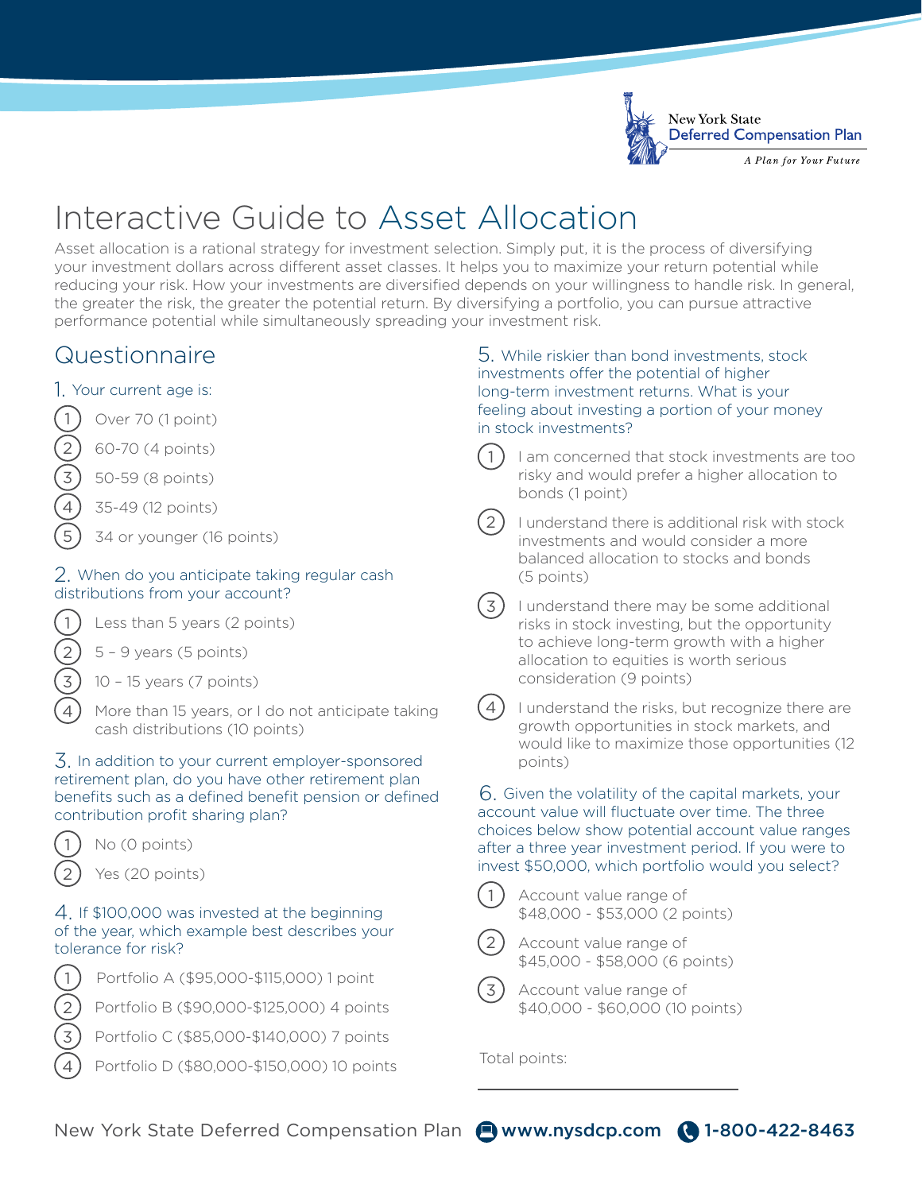New York State Deferred Compensation Plan

*A Plan for Your Future*

# Interactive Guide to Asset Allocation

Asset allocation is a rational strategy for investment selection. Simply put, it is the process of diversifying your investment dollars across different asset classes. It helps you to maximize your return potential while reducing your risk. How your investments are diversified depends on your willingness to handle risk. In general, the greater the risk, the greater the potential return. By diversifying a portfolio, you can pursue attractive performance potential while simultaneously spreading your investment risk.

## Questionnaire

### 1. Your current age is:

1. Over 70 (1 point)
2. 60-70 (4 points)
3. 50-59 (8 points)
4. 35-49 (12 points)
5. 34 or younger (16 points)

### 2. When do you anticipate taking regular cash distributions from your account?

1. Less than 5 years (2 points)
2. 5 – 9 years (5 points)
3. 10 – 15 years (7 points)
4. More than 15 years, or I do not anticipate taking cash distributions (10 points)

### 3. In addition to your current employer-sponsored retirement plan, do you have other retirement plan benefits such as a defined benefit pension or defined contribution profit sharing plan?

1. No (0 points)
2. Yes (20 points)

### 4. If $100,000 was invested at the beginning of the year, which example best describes your tolerance for risk?

1. Portfolio A ($95,000-$115,000) 1 point
2. Portfolio B ($90,000-$125,000) 4 points
3. Portfolio C ($85,000-$140,000) 7 points
4. Portfolio D ($80,000-$150,000) 10 points

### 5. While riskier than bond investments, stock investments offer the potential of higher long-term investment returns. What is your feeling about investing a portion of your money in stock investments?

1. I am concerned that stock investments are too risky and would prefer a higher allocation to bonds (1 point)
2. I understand there is additional risk with stock investments and would consider a more balanced allocation to stocks and bonds (5 points)
3. I understand there may be some additional risks in stock investing, but the opportunity to achieve long-term growth with a higher allocation to equities is worth serious consideration (9 points)
4. I understand the risks, but recognize there are growth opportunities in stock markets, and would like to maximize those opportunities (12 points)

### 6. Given the volatility of the capital markets, your account value will fluctuate over time. The three choices below show potential account value ranges after a three year investment period. If you were to invest $50,000, which portfolio would you select?

1. Account value range of $48,000 - $53,000 (2 points)
2. Account value range of $45,000 - $58,000 (6 points)
3. Account value range of $40,000 - $60,000 (10 points)

Total points: ____________________

New York State Deferred Compensation Plan www.nysdcp.com 1-800-422-8463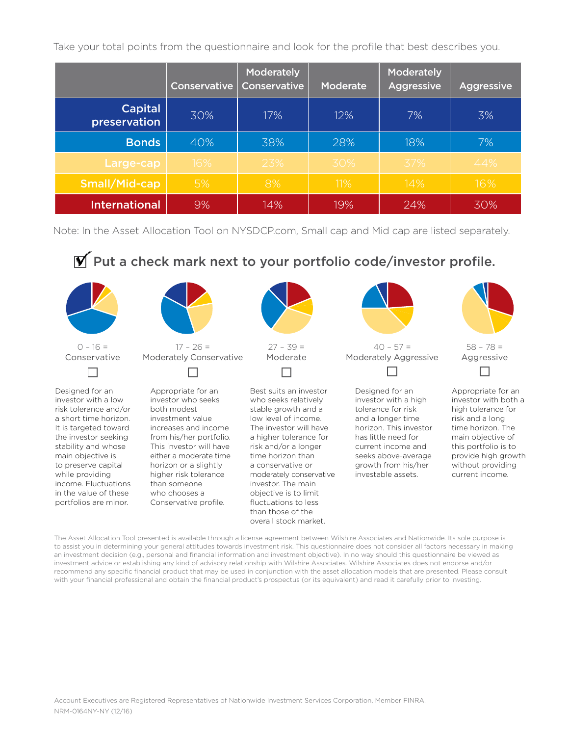Take your total points from the questionnaire and look for the profile that best describes you.

| | Conservative | Moderately Conservative | Moderate | Moderately Aggressive | Aggressive |
|---|---|---|---|---|---|
| **Capital preservation** | 30% | 17% | 12% | 7% | 3% |
| **Bonds** | 40% | 38% | 28% | 18% | 7% |
| **Large-cap** | 16% | 23% | 30% | 37% | 44% |
| **Small/Mid-cap** | 5% | 8% | 11% | 14% | 16% |
| **International** | 9% | 14% | 19% | 24% | 30% |

Note: In the Asset Allocation Tool on NYSDCP.com, Small cap and Mid cap are listed separately.

## ☑ Put a check mark next to your portfolio code/investor profile.

0 – 16 =
Conservative
☐

Designed for an investor with a low risk tolerance and/or a short time horizon. It is targeted toward the investor seeking stability and whose main objective is to preserve capital while providing income. Fluctuations in the value of these portfolios are minor.

17 – 26 =
Moderately Conservative
☐

Appropriate for an investor who seeks both modest investment value increases and income from his/her portfolio. This investor will have either a moderate time horizon or a slightly higher risk tolerance than someone who chooses a Conservative profile.

27 – 39 =
Moderate
☐

Best suits an investor who seeks relatively stable growth and a low level of income. The investor will have a higher tolerance for risk and/or a longer time horizon than a conservative or moderately conservative investor. The main objective is to limit fluctuations to less than those of the overall stock market.

40 – 57 =
Moderately Aggressive
☐

Designed for an investor with a high tolerance for risk and a longer time horizon. This investor has little need for current income and seeks above-average growth from his/her investable assets.

58 – 78 =
Aggressive
☐

Appropriate for an investor with both a high tolerance for risk and a long time horizon. The main objective of this portfolio is to provide high growth without providing current income.

The Asset Allocation Tool presented is available through a license agreement between Wilshire Associates and Nationwide. Its sole purpose is to assist you in determining your general attitudes towards investment risk. This questionnaire does not consider all factors necessary in making an investment decision (e.g., personal and financial information and investment objective). In no way should this questionnaire be viewed as investment advice or establishing any kind of advisory relationship with Wilshire Associates. Wilshire Associates does not endorse and/or recommend any specific financial product that may be used in conjunction with the asset allocation models that are presented. Please consult with your financial professional and obtain the financial product's prospectus (or its equivalent) and read it carefully prior to investing.

Account Executives are Registered Representatives of Nationwide Investment Services Corporation, Member FINRA.
NRM-0164NY-NY (12/16)